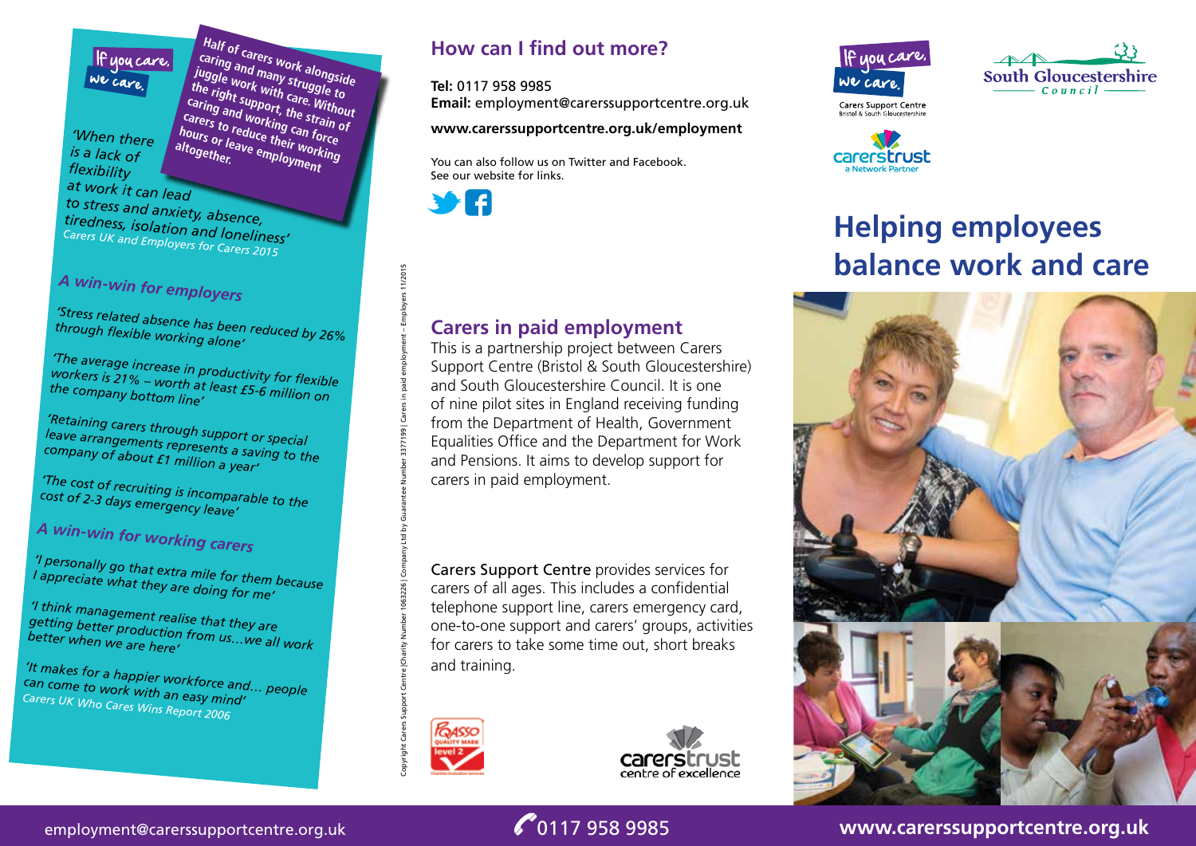If you care, we care.

Half of carers work alongside caring and many struggle to juggle work with care. Without the right support, the strain of caring and working can force carers to reduce their working hours or leave employment altogether.

*'When there is a lack of flexibility at work it can lead to stress and anxiety, absence, tiredness, isolation and loneliness'*
*Carers UK and Employers for Carers 2015*

## A win-win for employers

*'Stress related absence has been reduced by 26% through flexible working alone'*

*'The average increase in productivity for flexible workers is 21% – worth at least £5-6 million on the company bottom line'*

*'Retaining carers through support or special leave arrangements represents a saving to the company of about £1 million a year'*

*'The cost of recruiting is incomparable to the cost of 2-3 days emergency leave'*

## A win-win for working carers

*'I personally go that extra mile for them because I appreciate what they are doing for me'*

*'I think management realise that they are getting better production from us…we all work better when we are here'*

*'It makes for a happier workforce and… people can come to work with an easy mind'*
*Carers UK Who Cares Wins Report 2006*

## How can I find out more?

**Tel:** 0117 958 9985
**Email:** employment@carerssupportcentre.org.uk

**www.carerssupportcentre.org.uk/employment**

You can also follow us on Twitter and Facebook.
See our website for links.

## Carers in paid employment

This is a partnership project between Carers Support Centre (Bristol & South Gloucestershire) and South Gloucestershire Council. It is one of nine pilot sites in England receiving funding from the Department of Health, Government Equalities Office and the Department for Work and Pensions. It aims to develop support for carers in paid employment.

Carers Support Centre provides services for carers of all ages. This includes a confidential telephone support line, carers emergency card, one-to-one support and carers' groups, activities for carers to take some time out, short breaks and training.

PQASSO Quality Mark level 2

carerstrust centre of excellence

Copyright Carers Support Centre (Charity Number 1063226) Company Ltd by Guarantee Number 3377199 | Carers in paid employment – Employers 11/2015

If you care, we care. Carers Support Centre Bristol & South Gloucestershire

South Gloucestershire Council

carerstrust a Network Partner

# Helping employees balance work and care

employment@carerssupportcentre.org.uk | 0117 958 9985 | www.carerssupportcentre.org.uk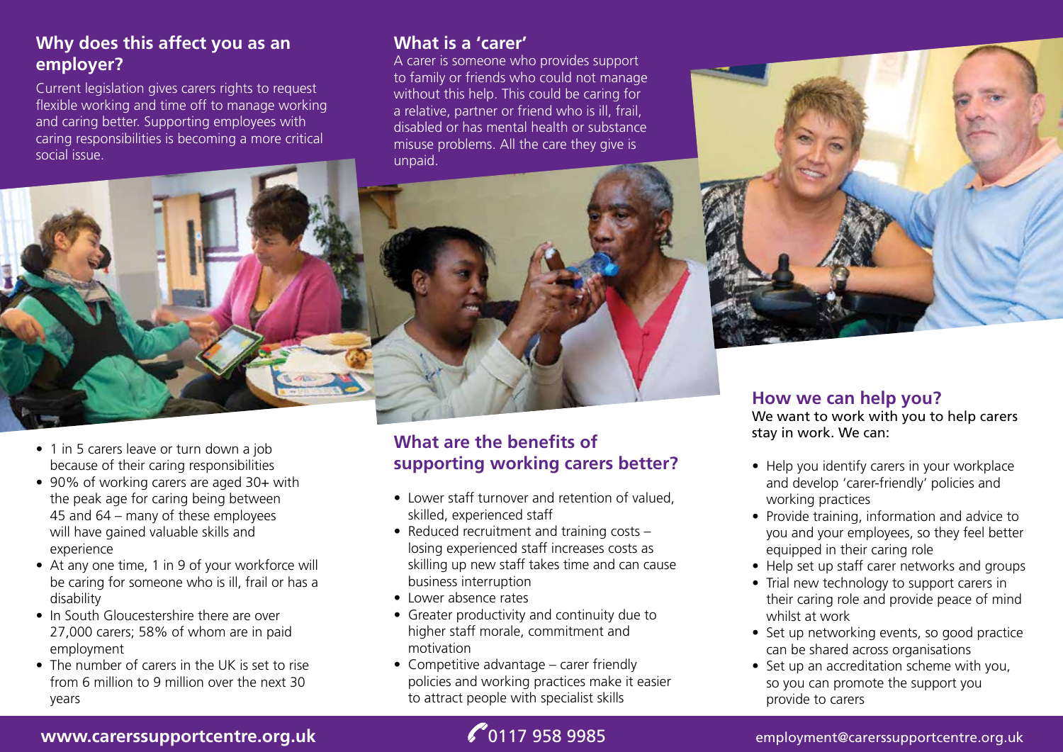## Why does this affect you as an employer?

Current legislation gives carers rights to request flexible working and time off to manage working and caring better. Supporting employees with caring responsibilities is becoming a more critical social issue.

- 1 in 5 carers leave or turn down a job because of their caring responsibilities
- 90% of working carers are aged 30+ with the peak age for caring being between 45 and 64 – many of these employees will have gained valuable skills and experience
- At any one time, 1 in 9 of your workforce will be caring for someone who is ill, frail or has a disability
- In South Gloucestershire there are over 27,000 carers; 58% of whom are in paid employment
- The number of carers in the UK is set to rise from 6 million to 9 million over the next 30 years

## What is a 'carer'

A carer is someone who provides support to family or friends who could not manage without this help. This could be caring for a relative, partner or friend who is ill, frail, disabled or has mental health or substance misuse problems. All the care they give is unpaid.

## What are the benefits of supporting working carers better?

- Lower staff turnover and retention of valued, skilled, experienced staff
- Reduced recruitment and training costs – losing experienced staff increases costs as skilling up new staff takes time and can cause business interruption
- Lower absence rates
- Greater productivity and continuity due to higher staff morale, commitment and motivation
- Competitive advantage – carer friendly policies and working practices make it easier to attract people with specialist skills

## How we can help you?

We want to work with you to help carers stay in work. We can:

- Help you identify carers in your workplace and develop 'carer-friendly' policies and working practices
- Provide training, information and advice to you and your employees, so they feel better equipped in their caring role
- Help set up staff carer networks and groups
- Trial new technology to support carers in their caring role and provide peace of mind whilst at work
- Set up networking events, so good practice can be shared across organisations
- Set up an accreditation scheme with you, so you can promote the support you provide to carers

**www.carerssupportcentre.org.uk** 0117 958 9985 employment@carerssupportcentre.org.uk